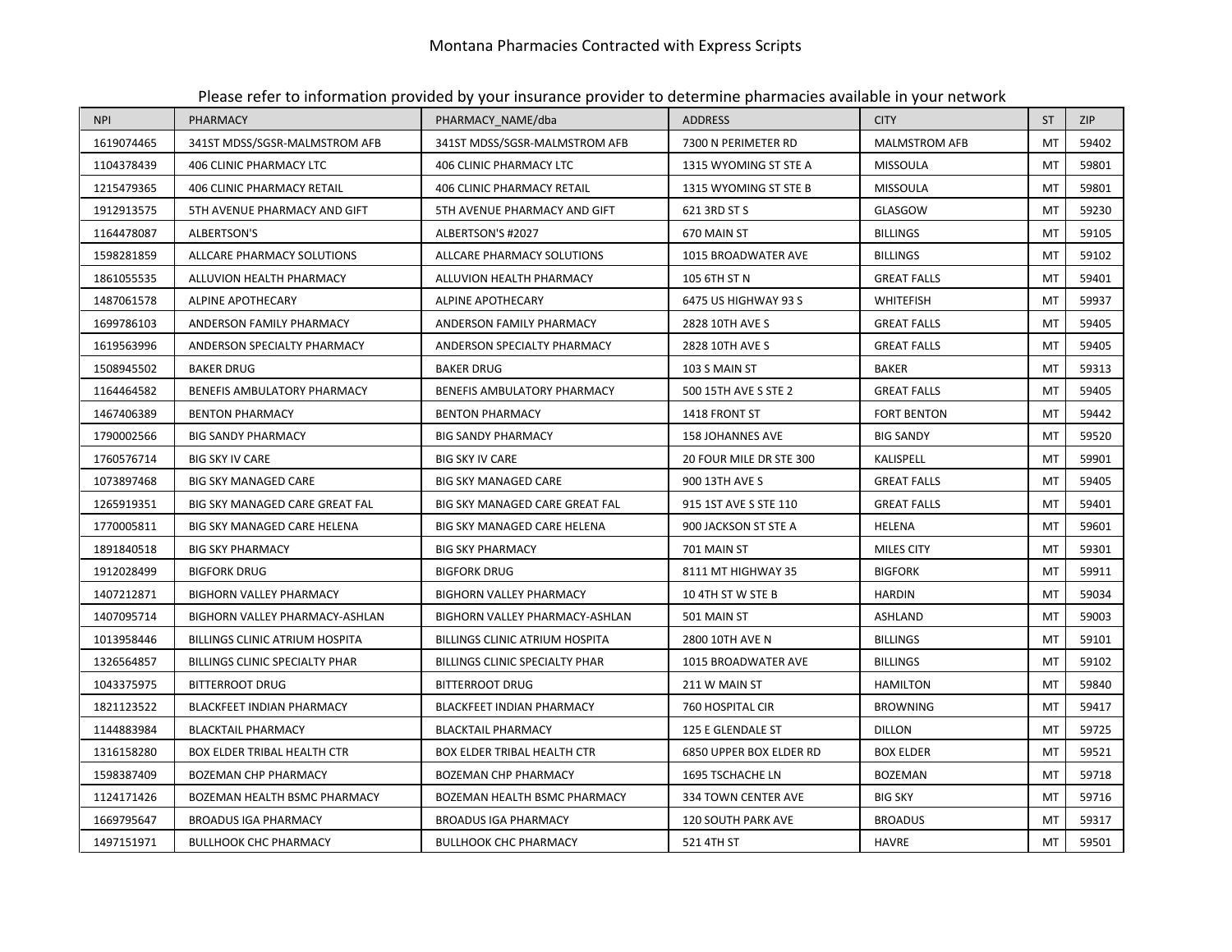# Montana Pharmacies Contracted with Express Scripts

Please refer to information provided by your insurance provider to determine pharmacies available in your network

| NPI | PHARMACY | PHARMACY_NAME/dba | ADDRESS | CITY | ST | ZIP |
|---|---|---|---|---|---|---|
| 1619074465 | 341ST MDSS/SGSR-MALMSTROM AFB | 341ST MDSS/SGSR-MALMSTROM AFB | 7300 N PERIMETER RD | MALMSTROM AFB | MT | 59402 |
| 1104378439 | 406 CLINIC PHARMACY LTC | 406 CLINIC PHARMACY LTC | 1315 WYOMING ST STE A | MISSOULA | MT | 59801 |
| 1215479365 | 406 CLINIC PHARMACY RETAIL | 406 CLINIC PHARMACY RETAIL | 1315 WYOMING ST STE B | MISSOULA | MT | 59801 |
| 1912913575 | 5TH AVENUE PHARMACY AND GIFT | 5TH AVENUE PHARMACY AND GIFT | 621 3RD ST S | GLASGOW | MT | 59230 |
| 1164478087 | ALBERTSON'S | ALBERTSON'S #2027 | 670 MAIN ST | BILLINGS | MT | 59105 |
| 1598281859 | ALLCARE PHARMACY SOLUTIONS | ALLCARE PHARMACY SOLUTIONS | 1015 BROADWATER AVE | BILLINGS | MT | 59102 |
| 1861055535 | ALLUVION HEALTH PHARMACY | ALLUVION HEALTH PHARMACY | 105 6TH ST N | GREAT FALLS | MT | 59401 |
| 1487061578 | ALPINE APOTHECARY | ALPINE APOTHECARY | 6475 US HIGHWAY 93 S | WHITEFISH | MT | 59937 |
| 1699786103 | ANDERSON FAMILY PHARMACY | ANDERSON FAMILY PHARMACY | 2828 10TH AVE S | GREAT FALLS | MT | 59405 |
| 1619563996 | ANDERSON SPECIALTY PHARMACY | ANDERSON SPECIALTY PHARMACY | 2828 10TH AVE S | GREAT FALLS | MT | 59405 |
| 1508945502 | BAKER DRUG | BAKER DRUG | 103 S MAIN ST | BAKER | MT | 59313 |
| 1164464582 | BENEFIS AMBULATORY PHARMACY | BENEFIS AMBULATORY PHARMACY | 500 15TH AVE S STE 2 | GREAT FALLS | MT | 59405 |
| 1467406389 | BENTON PHARMACY | BENTON PHARMACY | 1418 FRONT ST | FORT BENTON | MT | 59442 |
| 1790002566 | BIG SANDY PHARMACY | BIG SANDY PHARMACY | 158 JOHANNES AVE | BIG SANDY | MT | 59520 |
| 1760576714 | BIG SKY IV CARE | BIG SKY IV CARE | 20 FOUR MILE DR STE 300 | KALISPELL | MT | 59901 |
| 1073897468 | BIG SKY MANAGED CARE | BIG SKY MANAGED CARE | 900 13TH AVE S | GREAT FALLS | MT | 59405 |
| 1265919351 | BIG SKY MANAGED CARE GREAT FAL | BIG SKY MANAGED CARE GREAT FAL | 915 1ST AVE S STE 110 | GREAT FALLS | MT | 59401 |
| 1770005811 | BIG SKY MANAGED CARE HELENA | BIG SKY MANAGED CARE HELENA | 900 JACKSON ST STE A | HELENA | MT | 59601 |
| 1891840518 | BIG SKY PHARMACY | BIG SKY PHARMACY | 701 MAIN ST | MILES CITY | MT | 59301 |
| 1912028499 | BIGFORK DRUG | BIGFORK DRUG | 8111 MT HIGHWAY 35 | BIGFORK | MT | 59911 |
| 1407212871 | BIGHORN VALLEY PHARMACY | BIGHORN VALLEY PHARMACY | 10 4TH ST W STE B | HARDIN | MT | 59034 |
| 1407095714 | BIGHORN VALLEY PHARMACY-ASHLAN | BIGHORN VALLEY PHARMACY-ASHLAN | 501 MAIN ST | ASHLAND | MT | 59003 |
| 1013958446 | BILLINGS CLINIC ATRIUM HOSPITA | BILLINGS CLINIC ATRIUM HOSPITA | 2800 10TH AVE N | BILLINGS | MT | 59101 |
| 1326564857 | BILLINGS CLINIC SPECIALTY PHAR | BILLINGS CLINIC SPECIALTY PHAR | 1015 BROADWATER AVE | BILLINGS | MT | 59102 |
| 1043375975 | BITTERROOT DRUG | BITTERROOT DRUG | 211 W MAIN ST | HAMILTON | MT | 59840 |
| 1821123522 | BLACKFEET INDIAN PHARMACY | BLACKFEET INDIAN PHARMACY | 760 HOSPITAL CIR | BROWNING | MT | 59417 |
| 1144883984 | BLACKTAIL PHARMACY | BLACKTAIL PHARMACY | 125 E GLENDALE ST | DILLON | MT | 59725 |
| 1316158280 | BOX ELDER TRIBAL HEALTH CTR | BOX ELDER TRIBAL HEALTH CTR | 6850 UPPER BOX ELDER RD | BOX ELDER | MT | 59521 |
| 1598387409 | BOZEMAN CHP PHARMACY | BOZEMAN CHP PHARMACY | 1695 TSCHACHE LN | BOZEMAN | MT | 59718 |
| 1124171426 | BOZEMAN HEALTH BSMC PHARMACY | BOZEMAN HEALTH BSMC PHARMACY | 334 TOWN CENTER AVE | BIG SKY | MT | 59716 |
| 1669795647 | BROADUS IGA PHARMACY | BROADUS IGA PHARMACY | 120 SOUTH PARK AVE | BROADUS | MT | 59317 |
| 1497151971 | BULLHOOK CHC PHARMACY | BULLHOOK CHC PHARMACY | 521 4TH ST | HAVRE | MT | 59501 |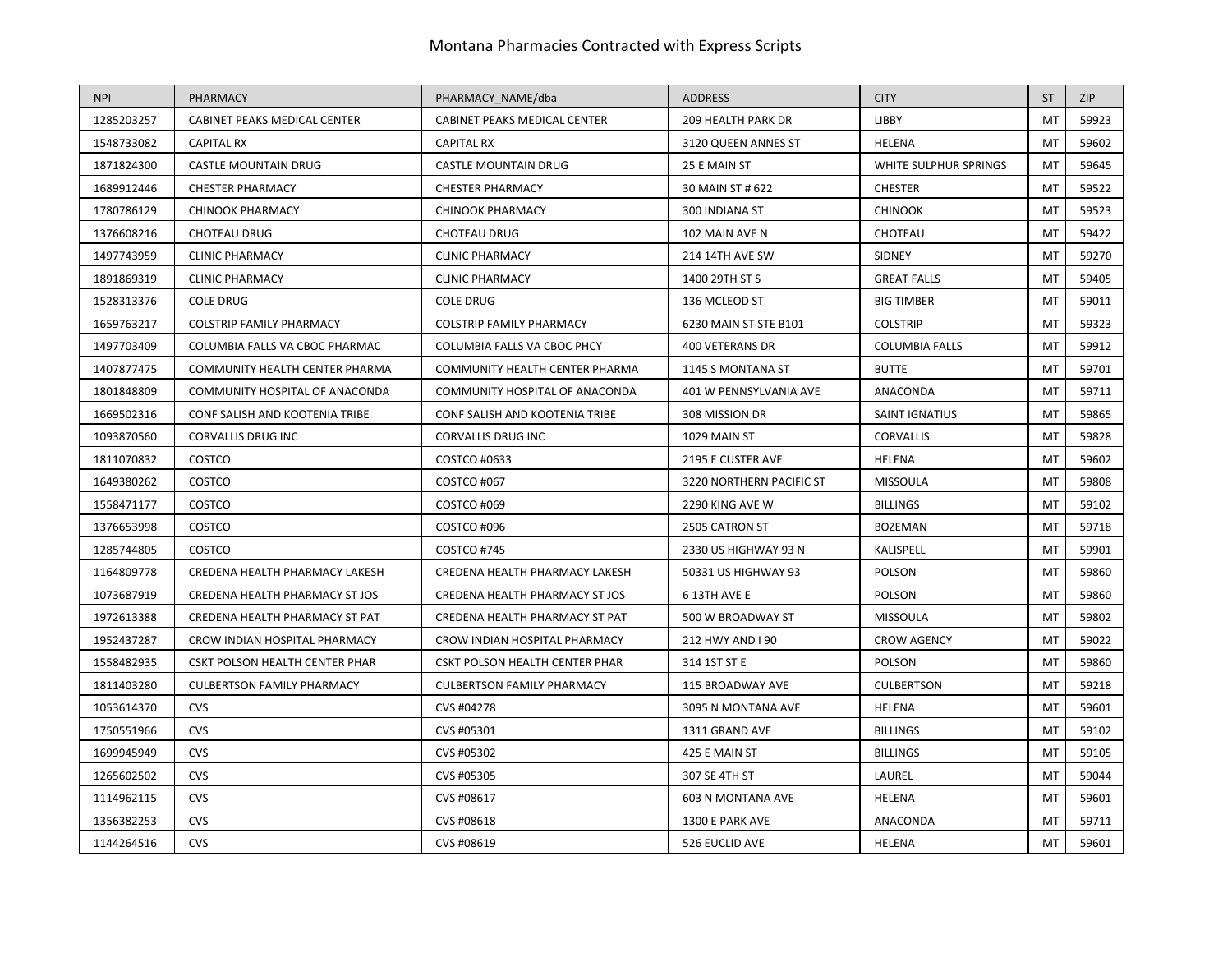# Montana Pharmacies Contracted with Express Scripts

| NPI | PHARMACY | PHARMACY_NAME/dba | ADDRESS | CITY | ST | ZIP |
|---|---|---|---|---|---|---|
| 1285203257 | CABINET PEAKS MEDICAL CENTER | CABINET PEAKS MEDICAL CENTER | 209 HEALTH PARK DR | LIBBY | MT | 59923 |
| 1548733082 | CAPITAL RX | CAPITAL RX | 3120 QUEEN ANNES ST | HELENA | MT | 59602 |
| 1871824300 | CASTLE MOUNTAIN DRUG | CASTLE MOUNTAIN DRUG | 25 E MAIN ST | WHITE SULPHUR SPRINGS | MT | 59645 |
| 1689912446 | CHESTER PHARMACY | CHESTER PHARMACY | 30 MAIN ST # 622 | CHESTER | MT | 59522 |
| 1780786129 | CHINOOK PHARMACY | CHINOOK PHARMACY | 300 INDIANA ST | CHINOOK | MT | 59523 |
| 1376608216 | CHOTEAU DRUG | CHOTEAU DRUG | 102 MAIN AVE N | CHOTEAU | MT | 59422 |
| 1497743959 | CLINIC PHARMACY | CLINIC PHARMACY | 214 14TH AVE SW | SIDNEY | MT | 59270 |
| 1891869319 | CLINIC PHARMACY | CLINIC PHARMACY | 1400 29TH ST S | GREAT FALLS | MT | 59405 |
| 1528313376 | COLE DRUG | COLE DRUG | 136 MCLEOD ST | BIG TIMBER | MT | 59011 |
| 1659763217 | COLSTRIP FAMILY PHARMACY | COLSTRIP FAMILY PHARMACY | 6230 MAIN ST STE B101 | COLSTRIP | MT | 59323 |
| 1497703409 | COLUMBIA FALLS VA CBOC PHARMAC | COLUMBIA FALLS VA CBOC PHCY | 400 VETERANS DR | COLUMBIA FALLS | MT | 59912 |
| 1407877475 | COMMUNITY HEALTH CENTER PHARMA | COMMUNITY HEALTH CENTER PHARMA | 1145 S MONTANA ST | BUTTE | MT | 59701 |
| 1801848809 | COMMUNITY HOSPITAL OF ANACONDA | COMMUNITY HOSPITAL OF ANACONDA | 401 W PENNSYLVANIA AVE | ANACONDA | MT | 59711 |
| 1669502316 | CONF SALISH AND KOOTENIA TRIBE | CONF SALISH AND KOOTENIA TRIBE | 308 MISSION DR | SAINT IGNATIUS | MT | 59865 |
| 1093870560 | CORVALLIS DRUG INC | CORVALLIS DRUG INC | 1029 MAIN ST | CORVALLIS | MT | 59828 |
| 1811070832 | COSTCO | COSTCO #0633 | 2195 E CUSTER AVE | HELENA | MT | 59602 |
| 1649380262 | COSTCO | COSTCO #067 | 3220 NORTHERN PACIFIC ST | MISSOULA | MT | 59808 |
| 1558471177 | COSTCO | COSTCO #069 | 2290 KING AVE W | BILLINGS | MT | 59102 |
| 1376653998 | COSTCO | COSTCO #096 | 2505 CATRON ST | BOZEMAN | MT | 59718 |
| 1285744805 | COSTCO | COSTCO #745 | 2330 US HIGHWAY 93 N | KALISPELL | MT | 59901 |
| 1164809778 | CREDENA HEALTH PHARMACY LAKESH | CREDENA HEALTH PHARMACY LAKESH | 50331 US HIGHWAY 93 | POLSON | MT | 59860 |
| 1073687919 | CREDENA HEALTH PHARMACY ST JOS | CREDENA HEALTH PHARMACY ST JOS | 6 13TH AVE E | POLSON | MT | 59860 |
| 1972613388 | CREDENA HEALTH PHARMACY ST PAT | CREDENA HEALTH PHARMACY ST PAT | 500 W BROADWAY ST | MISSOULA | MT | 59802 |
| 1952437287 | CROW INDIAN HOSPITAL PHARMACY | CROW INDIAN HOSPITAL PHARMACY | 212 HWY AND I 90 | CROW AGENCY | MT | 59022 |
| 1558482935 | CSKT POLSON HEALTH CENTER PHAR | CSKT POLSON HEALTH CENTER PHAR | 314 1ST ST E | POLSON | MT | 59860 |
| 1811403280 | CULBERTSON FAMILY PHARMACY | CULBERTSON FAMILY PHARMACY | 115 BROADWAY AVE | CULBERTSON | MT | 59218 |
| 1053614370 | CVS | CVS #04278 | 3095 N MONTANA AVE | HELENA | MT | 59601 |
| 1750551966 | CVS | CVS #05301 | 1311 GRAND AVE | BILLINGS | MT | 59102 |
| 1699945949 | CVS | CVS #05302 | 425 E MAIN ST | BILLINGS | MT | 59105 |
| 1265602502 | CVS | CVS #05305 | 307 SE 4TH ST | LAUREL | MT | 59044 |
| 1114962115 | CVS | CVS #08617 | 603 N MONTANA AVE | HELENA | MT | 59601 |
| 1356382253 | CVS | CVS #08618 | 1300 E PARK AVE | ANACONDA | MT | 59711 |
| 1144264516 | CVS | CVS #08619 | 526 EUCLID AVE | HELENA | MT | 59601 |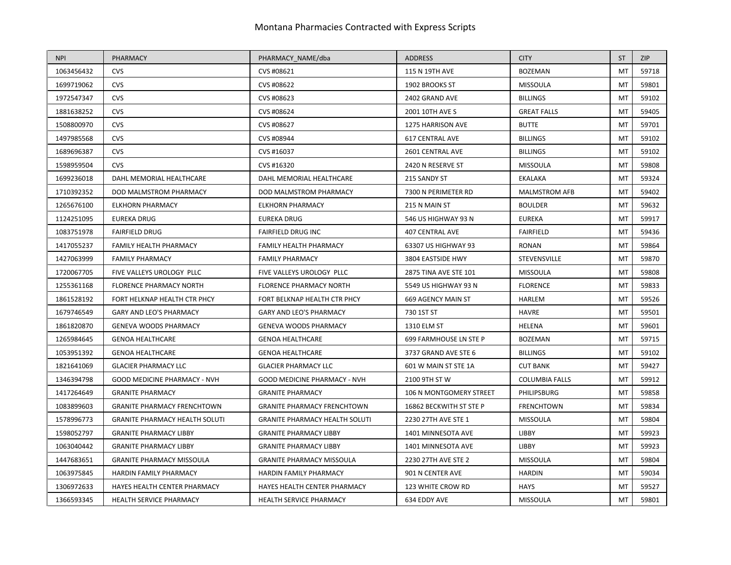# Montana Pharmacies Contracted with Express Scripts

| NPI | PHARMACY | PHARMACY_NAME/dba | ADDRESS | CITY | ST | ZIP |
|---|---|---|---|---|---|---|
| 1063456432 | CVS | CVS #08621 | 115 N 19TH AVE | BOZEMAN | MT | 59718 |
| 1699719062 | CVS | CVS #08622 | 1902 BROOKS ST | MISSOULA | MT | 59801 |
| 1972547347 | CVS | CVS #08623 | 2402 GRAND AVE | BILLINGS | MT | 59102 |
| 1881638252 | CVS | CVS #08624 | 2001 10TH AVE S | GREAT FALLS | MT | 59405 |
| 1508800970 | CVS | CVS #08627 | 1275 HARRISON AVE | BUTTE | MT | 59701 |
| 1497985568 | CVS | CVS #08944 | 617 CENTRAL AVE | BILLINGS | MT | 59102 |
| 1689696387 | CVS | CVS #16037 | 2601 CENTRAL AVE | BILLINGS | MT | 59102 |
| 1598959504 | CVS | CVS #16320 | 2420 N RESERVE ST | MISSOULA | MT | 59808 |
| 1699236018 | DAHL MEMORIAL HEALTHCARE | DAHL MEMORIAL HEALTHCARE | 215 SANDY ST | EKALAKA | MT | 59324 |
| 1710392352 | DOD MALMSTROM PHARMACY | DOD MALMSTROM PHARMACY | 7300 N PERIMETER RD | MALMSTROM AFB | MT | 59402 |
| 1265676100 | ELKHORN PHARMACY | ELKHORN PHARMACY | 215 N MAIN ST | BOULDER | MT | 59632 |
| 1124251095 | EUREKA DRUG | EUREKA DRUG | 546 US HIGHWAY 93 N | EUREKA | MT | 59917 |
| 1083751978 | FAIRFIELD DRUG | FAIRFIELD DRUG INC | 407 CENTRAL AVE | FAIRFIELD | MT | 59436 |
| 1417055237 | FAMILY HEALTH PHARMACY | FAMILY HEALTH PHARMACY | 63307 US HIGHWAY 93 | RONAN | MT | 59864 |
| 1427063999 | FAMILY PHARMACY | FAMILY PHARMACY | 3804 EASTSIDE HWY | STEVENSVILLE | MT | 59870 |
| 1720067705 | FIVE VALLEYS UROLOGY PLLC | FIVE VALLEYS UROLOGY PLLC | 2875 TINA AVE STE 101 | MISSOULA | MT | 59808 |
| 1255361168 | FLORENCE PHARMACY NORTH | FLORENCE PHARMACY NORTH | 5549 US HIGHWAY 93 N | FLORENCE | MT | 59833 |
| 1861528192 | FORT HELKNAP HEALTH CTR PHCY | FORT BELKNAP HEALTH CTR PHCY | 669 AGENCY MAIN ST | HARLEM | MT | 59526 |
| 1679746549 | GARY AND LEO'S PHARMACY | GARY AND LEO'S PHARMACY | 730 1ST ST | HAVRE | MT | 59501 |
| 1861820870 | GENEVA WOODS PHARMACY | GENEVA WOODS PHARMACY | 1310 ELM ST | HELENA | MT | 59601 |
| 1265984645 | GENOA HEALTHCARE | GENOA HEALTHCARE | 699 FARMHOUSE LN STE P | BOZEMAN | MT | 59715 |
| 1053951392 | GENOA HEALTHCARE | GENOA HEALTHCARE | 3737 GRAND AVE STE 6 | BILLINGS | MT | 59102 |
| 1821641069 | GLACIER PHARMACY LLC | GLACIER PHARMACY LLC | 601 W MAIN ST STE 1A | CUT BANK | MT | 59427 |
| 1346394798 | GOOD MEDICINE PHARMACY - NVH | GOOD MEDICINE PHARMACY - NVH | 2100 9TH ST W | COLUMBIA FALLS | MT | 59912 |
| 1417264649 | GRANITE PHARMACY | GRANITE PHARMACY | 106 N MONTGOMERY STREET | PHILIPSBURG | MT | 59858 |
| 1083899603 | GRANITE PHARMACY FRENCHTOWN | GRANITE PHARMACY FRENCHTOWN | 16862 BECKWITH ST STE P | FRENCHTOWN | MT | 59834 |
| 1578996773 | GRANITE PHARMACY HEALTH SOLUTI | GRANITE PHARMACY HEALTH SOLUTI | 2230 27TH AVE STE 1 | MISSOULA | MT | 59804 |
| 1598052797 | GRANITE PHARMACY LIBBY | GRANITE PHARMACY LIBBY | 1401 MINNESOTA AVE | LIBBY | MT | 59923 |
| 1063040442 | GRANITE PHARMACY LIBBY | GRANITE PHARMACY LIBBY | 1401 MINNESOTA AVE | LIBBY | MT | 59923 |
| 1447683651 | GRANITE PHARMACY MISSOULA | GRANITE PHARMACY MISSOULA | 2230 27TH AVE STE 2 | MISSOULA | MT | 59804 |
| 1063975845 | HARDIN FAMILY PHARMACY | HARDIN FAMILY PHARMACY | 901 N CENTER AVE | HARDIN | MT | 59034 |
| 1306972633 | HAYES HEALTH CENTER PHARMACY | HAYES HEALTH CENTER PHARMACY | 123 WHITE CROW RD | HAYS | MT | 59527 |
| 1366593345 | HEALTH SERVICE PHARMACY | HEALTH SERVICE PHARMACY | 634 EDDY AVE | MISSOULA | MT | 59801 |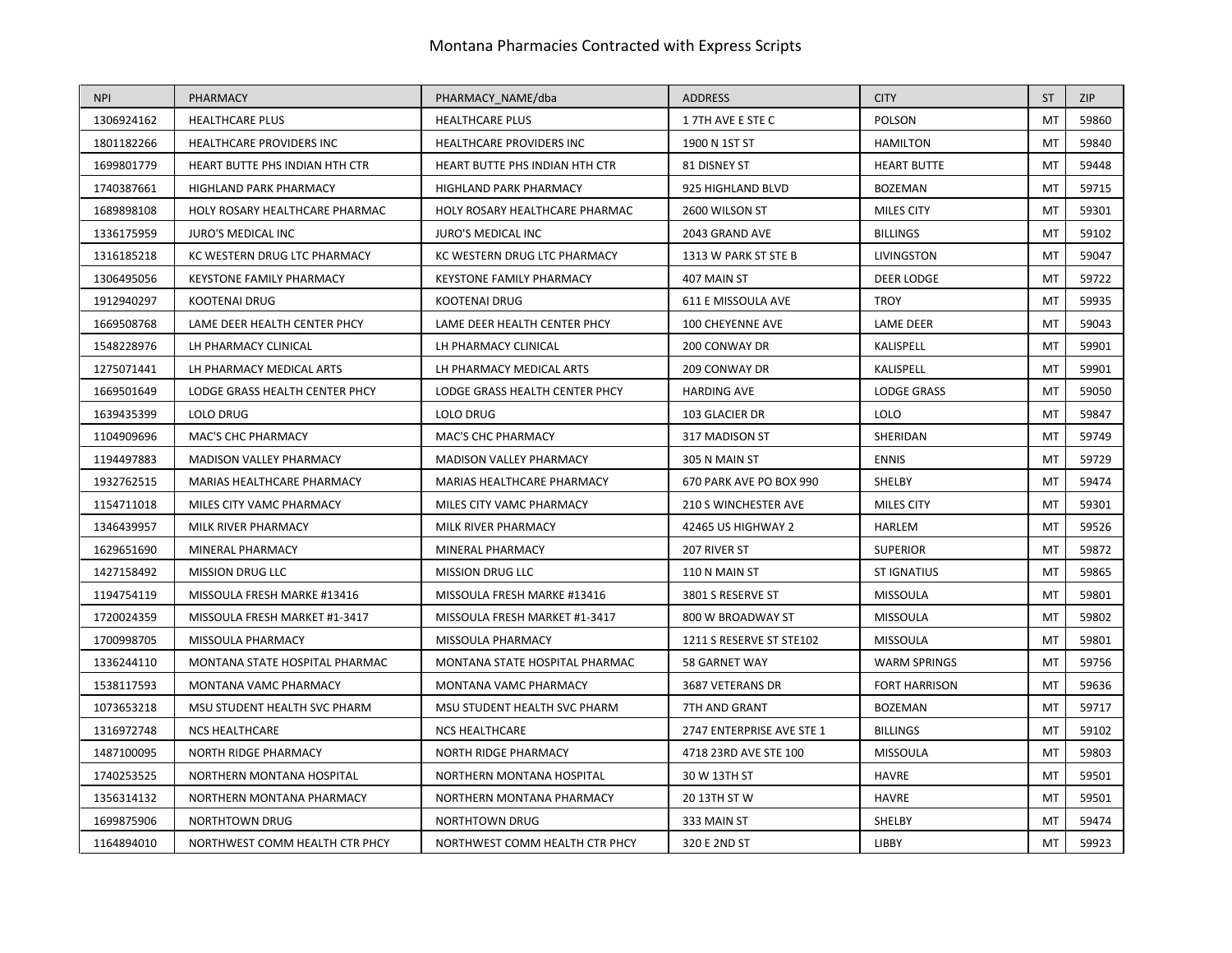# Montana Pharmacies Contracted with Express Scripts

| NPI | PHARMACY | PHARMACY_NAME/dba | ADDRESS | CITY | ST | ZIP |
|---|---|---|---|---|---|---|
| 1306924162 | HEALTHCARE PLUS | HEALTHCARE PLUS | 1 7TH AVE E STE C | POLSON | MT | 59860 |
| 1801182266 | HEALTHCARE PROVIDERS INC | HEALTHCARE PROVIDERS INC | 1900 N 1ST ST | HAMILTON | MT | 59840 |
| 1699801779 | HEART BUTTE PHS INDIAN HTH CTR | HEART BUTTE PHS INDIAN HTH CTR | 81 DISNEY ST | HEART BUTTE | MT | 59448 |
| 1740387661 | HIGHLAND PARK PHARMACY | HIGHLAND PARK PHARMACY | 925 HIGHLAND BLVD | BOZEMAN | MT | 59715 |
| 1689898108 | HOLY ROSARY HEALTHCARE PHARMAC | HOLY ROSARY HEALTHCARE PHARMAC | 2600 WILSON ST | MILES CITY | MT | 59301 |
| 1336175959 | JURO'S MEDICAL INC | JURO'S MEDICAL INC | 2043 GRAND AVE | BILLINGS | MT | 59102 |
| 1316185218 | KC WESTERN DRUG LTC PHARMACY | KC WESTERN DRUG LTC PHARMACY | 1313 W PARK ST STE B | LIVINGSTON | MT | 59047 |
| 1306495056 | KEYSTONE FAMILY PHARMACY | KEYSTONE FAMILY PHARMACY | 407 MAIN ST | DEER LODGE | MT | 59722 |
| 1912940297 | KOOTENAI DRUG | KOOTENAI DRUG | 611 E MISSOULA AVE | TROY | MT | 59935 |
| 1669508768 | LAME DEER HEALTH CENTER PHCY | LAME DEER HEALTH CENTER PHCY | 100 CHEYENNE AVE | LAME DEER | MT | 59043 |
| 1548228976 | LH PHARMACY CLINICAL | LH PHARMACY CLINICAL | 200 CONWAY DR | KALISPELL | MT | 59901 |
| 1275071441 | LH PHARMACY MEDICAL ARTS | LH PHARMACY MEDICAL ARTS | 209 CONWAY DR | KALISPELL | MT | 59901 |
| 1669501649 | LODGE GRASS HEALTH CENTER PHCY | LODGE GRASS HEALTH CENTER PHCY | HARDING AVE | LODGE GRASS | MT | 59050 |
| 1639435399 | LOLO DRUG | LOLO DRUG | 103 GLACIER DR | LOLO | MT | 59847 |
| 1104909696 | MAC'S CHC PHARMACY | MAC'S CHC PHARMACY | 317 MADISON ST | SHERIDAN | MT | 59749 |
| 1194497883 | MADISON VALLEY PHARMACY | MADISON VALLEY PHARMACY | 305 N MAIN ST | ENNIS | MT | 59729 |
| 1932762515 | MARIAS HEALTHCARE PHARMACY | MARIAS HEALTHCARE PHARMACY | 670 PARK AVE PO BOX 990 | SHELBY | MT | 59474 |
| 1154711018 | MILES CITY VAMC PHARMACY | MILES CITY VAMC PHARMACY | 210 S WINCHESTER AVE | MILES CITY | MT | 59301 |
| 1346439957 | MILK RIVER PHARMACY | MILK RIVER PHARMACY | 42465 US HIGHWAY 2 | HARLEM | MT | 59526 |
| 1629651690 | MINERAL PHARMACY | MINERAL PHARMACY | 207 RIVER ST | SUPERIOR | MT | 59872 |
| 1427158492 | MISSION DRUG LLC | MISSION DRUG LLC | 110 N MAIN ST | ST IGNATIUS | MT | 59865 |
| 1194754119 | MISSOULA FRESH MARKE #13416 | MISSOULA FRESH MARKE #13416 | 3801 S RESERVE ST | MISSOULA | MT | 59801 |
| 1720024359 | MISSOULA FRESH MARKET #1-3417 | MISSOULA FRESH MARKET #1-3417 | 800 W BROADWAY ST | MISSOULA | MT | 59802 |
| 1700998705 | MISSOULA PHARMACY | MISSOULA PHARMACY | 1211 S RESERVE ST STE102 | MISSOULA | MT | 59801 |
| 1336244110 | MONTANA STATE HOSPITAL PHARMAC | MONTANA STATE HOSPITAL PHARMAC | 58 GARNET WAY | WARM SPRINGS | MT | 59756 |
| 1538117593 | MONTANA VAMC PHARMACY | MONTANA VAMC PHARMACY | 3687 VETERANS DR | FORT HARRISON | MT | 59636 |
| 1073653218 | MSU STUDENT HEALTH SVC PHARM | MSU STUDENT HEALTH SVC PHARM | 7TH AND GRANT | BOZEMAN | MT | 59717 |
| 1316972748 | NCS HEALTHCARE | NCS HEALTHCARE | 2747 ENTERPRISE AVE STE 1 | BILLINGS | MT | 59102 |
| 1487100095 | NORTH RIDGE PHARMACY | NORTH RIDGE PHARMACY | 4718 23RD AVE STE 100 | MISSOULA | MT | 59803 |
| 1740253525 | NORTHERN MONTANA HOSPITAL | NORTHERN MONTANA HOSPITAL | 30 W 13TH ST | HAVRE | MT | 59501 |
| 1356314132 | NORTHERN MONTANA PHARMACY | NORTHERN MONTANA PHARMACY | 20 13TH ST W | HAVRE | MT | 59501 |
| 1699875906 | NORTHTOWN DRUG | NORTHTOWN DRUG | 333 MAIN ST | SHELBY | MT | 59474 |
| 1164894010 | NORTHWEST COMM HEALTH CTR PHCY | NORTHWEST COMM HEALTH CTR PHCY | 320 E 2ND ST | LIBBY | MT | 59923 |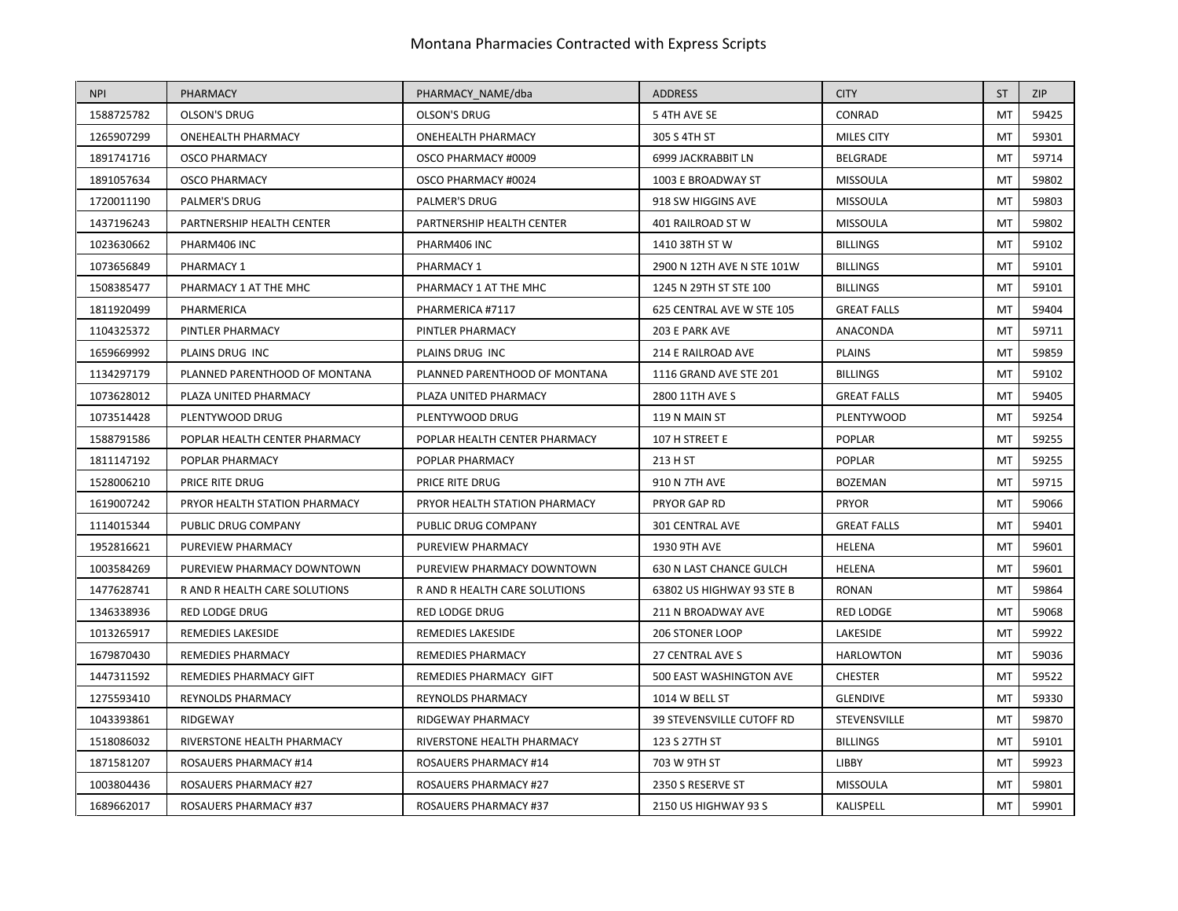# Montana Pharmacies Contracted with Express Scripts

| NPI | PHARMACY | PHARMACY_NAME/dba | ADDRESS | CITY | ST | ZIP |
|---|---|---|---|---|---|---|
| 1588725782 | OLSON'S DRUG | OLSON'S DRUG | 5 4TH AVE SE | CONRAD | MT | 59425 |
| 1265907299 | ONEHEALTH PHARMACY | ONEHEALTH PHARMACY | 305 S 4TH ST | MILES CITY | MT | 59301 |
| 1891741716 | OSCO PHARMACY | OSCO PHARMACY #0009 | 6999 JACKRABBIT LN | BELGRADE | MT | 59714 |
| 1891057634 | OSCO PHARMACY | OSCO PHARMACY #0024 | 1003 E BROADWAY ST | MISSOULA | MT | 59802 |
| 1720011190 | PALMER'S DRUG | PALMER'S DRUG | 918 SW HIGGINS AVE | MISSOULA | MT | 59803 |
| 1437196243 | PARTNERSHIP HEALTH CENTER | PARTNERSHIP HEALTH CENTER | 401 RAILROAD ST W | MISSOULA | MT | 59802 |
| 1023630662 | PHARM406 INC | PHARM406 INC | 1410 38TH ST W | BILLINGS | MT | 59102 |
| 1073656849 | PHARMACY 1 | PHARMACY 1 | 2900 N 12TH AVE N STE 101W | BILLINGS | MT | 59101 |
| 1508385477 | PHARMACY 1 AT THE MHC | PHARMACY 1 AT THE MHC | 1245 N 29TH ST STE 100 | BILLINGS | MT | 59101 |
| 1811920499 | PHARMERICA | PHARMERICA #7117 | 625 CENTRAL AVE W STE 105 | GREAT FALLS | MT | 59404 |
| 1104325372 | PINTLER PHARMACY | PINTLER PHARMACY | 203 E PARK AVE | ANACONDA | MT | 59711 |
| 1659669992 | PLAINS DRUG INC | PLAINS DRUG INC | 214 E RAILROAD AVE | PLAINS | MT | 59859 |
| 1134297179 | PLANNED PARENTHOOD OF MONTANA | PLANNED PARENTHOOD OF MONTANA | 1116 GRAND AVE STE 201 | BILLINGS | MT | 59102 |
| 1073628012 | PLAZA UNITED PHARMACY | PLAZA UNITED PHARMACY | 2800 11TH AVE S | GREAT FALLS | MT | 59405 |
| 1073514428 | PLENTYWOOD DRUG | PLENTYWOOD DRUG | 119 N MAIN ST | PLENTYWOOD | MT | 59254 |
| 1588791586 | POPLAR HEALTH CENTER PHARMACY | POPLAR HEALTH CENTER PHARMACY | 107 H STREET E | POPLAR | MT | 59255 |
| 1811147192 | POPLAR PHARMACY | POPLAR PHARMACY | 213 H ST | POPLAR | MT | 59255 |
| 1528006210 | PRICE RITE DRUG | PRICE RITE DRUG | 910 N 7TH AVE | BOZEMAN | MT | 59715 |
| 1619007242 | PRYOR HEALTH STATION PHARMACY | PRYOR HEALTH STATION PHARMACY | PRYOR GAP RD | PRYOR | MT | 59066 |
| 1114015344 | PUBLIC DRUG COMPANY | PUBLIC DRUG COMPANY | 301 CENTRAL AVE | GREAT FALLS | MT | 59401 |
| 1952816621 | PUREVIEW PHARMACY | PUREVIEW PHARMACY | 1930 9TH AVE | HELENA | MT | 59601 |
| 1003584269 | PUREVIEW PHARMACY DOWNTOWN | PUREVIEW PHARMACY DOWNTOWN | 630 N LAST CHANCE GULCH | HELENA | MT | 59601 |
| 1477628741 | R AND R HEALTH CARE SOLUTIONS | R AND R HEALTH CARE SOLUTIONS | 63802 US HIGHWAY 93 STE B | RONAN | MT | 59864 |
| 1346338936 | RED LODGE DRUG | RED LODGE DRUG | 211 N BROADWAY AVE | RED LODGE | MT | 59068 |
| 1013265917 | REMEDIES LAKESIDE | REMEDIES LAKESIDE | 206 STONER LOOP | LAKESIDE | MT | 59922 |
| 1679870430 | REMEDIES PHARMACY | REMEDIES PHARMACY | 27 CENTRAL AVE S | HARLOWTON | MT | 59036 |
| 1447311592 | REMEDIES PHARMACY GIFT | REMEDIES PHARMACY GIFT | 500 EAST WASHINGTON AVE | CHESTER | MT | 59522 |
| 1275593410 | REYNOLDS PHARMACY | REYNOLDS PHARMACY | 1014 W BELL ST | GLENDIVE | MT | 59330 |
| 1043393861 | RIDGEWAY | RIDGEWAY PHARMACY | 39 STEVENSVILLE CUTOFF RD | STEVENSVILLE | MT | 59870 |
| 1518086032 | RIVERSTONE HEALTH PHARMACY | RIVERSTONE HEALTH PHARMACY | 123 S 27TH ST | BILLINGS | MT | 59101 |
| 1871581207 | ROSAUERS PHARMACY #14 | ROSAUERS PHARMACY #14 | 703 W 9TH ST | LIBBY | MT | 59923 |
| 1003804436 | ROSAUERS PHARMACY #27 | ROSAUERS PHARMACY #27 | 2350 S RESERVE ST | MISSOULA | MT | 59801 |
| 1689662017 | ROSAUERS PHARMACY #37 | ROSAUERS PHARMACY #37 | 2150 US HIGHWAY 93 S | KALISPELL | MT | 59901 |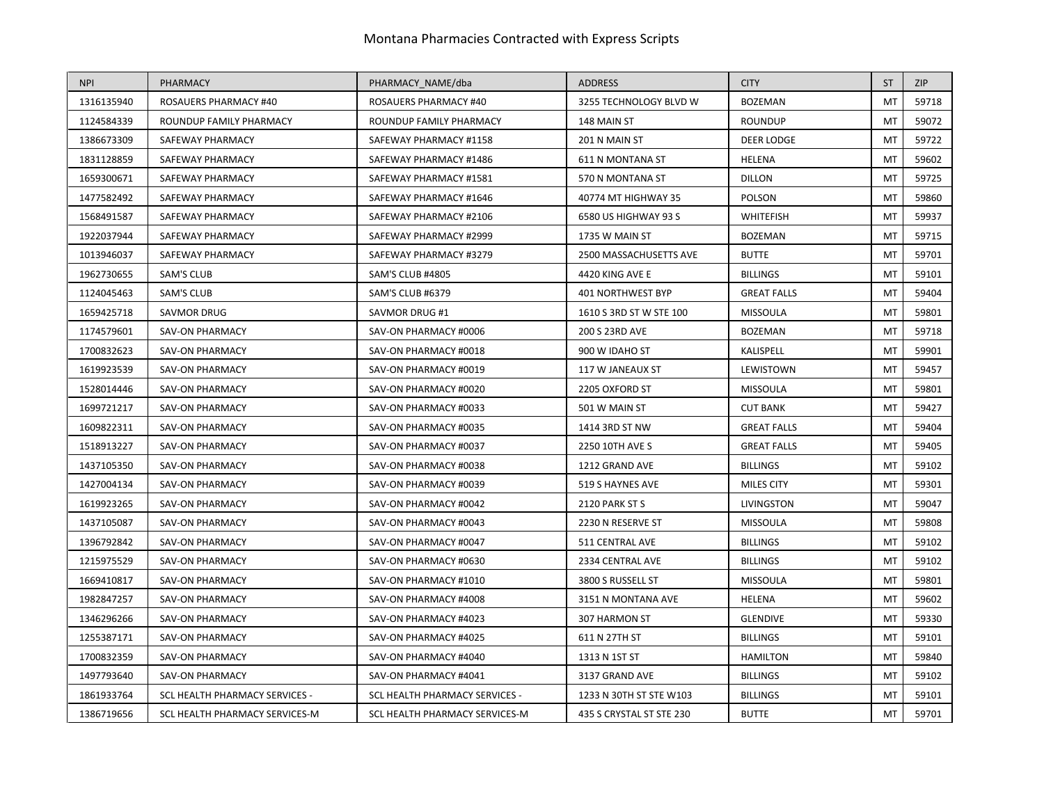# Montana Pharmacies Contracted with Express Scripts

| NPI | PHARMACY | PHARMACY_NAME/dba | ADDRESS | CITY | ST | ZIP |
|---|---|---|---|---|---|---|
| 1316135940 | ROSAUERS PHARMACY #40 | ROSAUERS PHARMACY #40 | 3255 TECHNOLOGY BLVD W | BOZEMAN | MT | 59718 |
| 1124584339 | ROUNDUP FAMILY PHARMACY | ROUNDUP FAMILY PHARMACY | 148 MAIN ST | ROUNDUP | MT | 59072 |
| 1386673309 | SAFEWAY PHARMACY | SAFEWAY PHARMACY #1158 | 201 N MAIN ST | DEER LODGE | MT | 59722 |
| 1831128859 | SAFEWAY PHARMACY | SAFEWAY PHARMACY #1486 | 611 N MONTANA ST | HELENA | MT | 59602 |
| 1659300671 | SAFEWAY PHARMACY | SAFEWAY PHARMACY #1581 | 570 N MONTANA ST | DILLON | MT | 59725 |
| 1477582492 | SAFEWAY PHARMACY | SAFEWAY PHARMACY #1646 | 40774 MT HIGHWAY 35 | POLSON | MT | 59860 |
| 1568491587 | SAFEWAY PHARMACY | SAFEWAY PHARMACY #2106 | 6580 US HIGHWAY 93 S | WHITEFISH | MT | 59937 |
| 1922037944 | SAFEWAY PHARMACY | SAFEWAY PHARMACY #2999 | 1735 W MAIN ST | BOZEMAN | MT | 59715 |
| 1013946037 | SAFEWAY PHARMACY | SAFEWAY PHARMACY #3279 | 2500 MASSACHUSETTS AVE | BUTTE | MT | 59701 |
| 1962730655 | SAM'S CLUB | SAM'S CLUB #4805 | 4420 KING AVE E | BILLINGS | MT | 59101 |
| 1124045463 | SAM'S CLUB | SAM'S CLUB #6379 | 401 NORTHWEST BYP | GREAT FALLS | MT | 59404 |
| 1659425718 | SAVMOR DRUG | SAVMOR DRUG #1 | 1610 S 3RD ST W STE 100 | MISSOULA | MT | 59801 |
| 1174579601 | SAV-ON PHARMACY | SAV-ON PHARMACY #0006 | 200 S 23RD AVE | BOZEMAN | MT | 59718 |
| 1700832623 | SAV-ON PHARMACY | SAV-ON PHARMACY #0018 | 900 W IDAHO ST | KALISPELL | MT | 59901 |
| 1619923539 | SAV-ON PHARMACY | SAV-ON PHARMACY #0019 | 117 W JANEAUX ST | LEWISTOWN | MT | 59457 |
| 1528014446 | SAV-ON PHARMACY | SAV-ON PHARMACY #0020 | 2205 OXFORD ST | MISSOULA | MT | 59801 |
| 1699721217 | SAV-ON PHARMACY | SAV-ON PHARMACY #0033 | 501 W MAIN ST | CUT BANK | MT | 59427 |
| 1609822311 | SAV-ON PHARMACY | SAV-ON PHARMACY #0035 | 1414 3RD ST NW | GREAT FALLS | MT | 59404 |
| 1518913227 | SAV-ON PHARMACY | SAV-ON PHARMACY #0037 | 2250 10TH AVE S | GREAT FALLS | MT | 59405 |
| 1437105350 | SAV-ON PHARMACY | SAV-ON PHARMACY #0038 | 1212 GRAND AVE | BILLINGS | MT | 59102 |
| 1427004134 | SAV-ON PHARMACY | SAV-ON PHARMACY #0039 | 519 S HAYNES AVE | MILES CITY | MT | 59301 |
| 1619923265 | SAV-ON PHARMACY | SAV-ON PHARMACY #0042 | 2120 PARK ST S | LIVINGSTON | MT | 59047 |
| 1437105087 | SAV-ON PHARMACY | SAV-ON PHARMACY #0043 | 2230 N RESERVE ST | MISSOULA | MT | 59808 |
| 1396792842 | SAV-ON PHARMACY | SAV-ON PHARMACY #0047 | 511 CENTRAL AVE | BILLINGS | MT | 59102 |
| 1215975529 | SAV-ON PHARMACY | SAV-ON PHARMACY #0630 | 2334 CENTRAL AVE | BILLINGS | MT | 59102 |
| 1669410817 | SAV-ON PHARMACY | SAV-ON PHARMACY #1010 | 3800 S RUSSELL ST | MISSOULA | MT | 59801 |
| 1982847257 | SAV-ON PHARMACY | SAV-ON PHARMACY #4008 | 3151 N MONTANA AVE | HELENA | MT | 59602 |
| 1346296266 | SAV-ON PHARMACY | SAV-ON PHARMACY #4023 | 307 HARMON ST | GLENDIVE | MT | 59330 |
| 1255387171 | SAV-ON PHARMACY | SAV-ON PHARMACY #4025 | 611 N 27TH ST | BILLINGS | MT | 59101 |
| 1700832359 | SAV-ON PHARMACY | SAV-ON PHARMACY #4040 | 1313 N 1ST ST | HAMILTON | MT | 59840 |
| 1497793640 | SAV-ON PHARMACY | SAV-ON PHARMACY #4041 | 3137 GRAND AVE | BILLINGS | MT | 59102 |
| 1861933764 | SCL HEALTH PHARMACY SERVICES - | SCL HEALTH PHARMACY SERVICES - | 1233 N 30TH ST STE W103 | BILLINGS | MT | 59101 |
| 1386719656 | SCL HEALTH PHARMACY SERVICES-M | SCL HEALTH PHARMACY SERVICES-M | 435 S CRYSTAL ST STE 230 | BUTTE | MT | 59701 |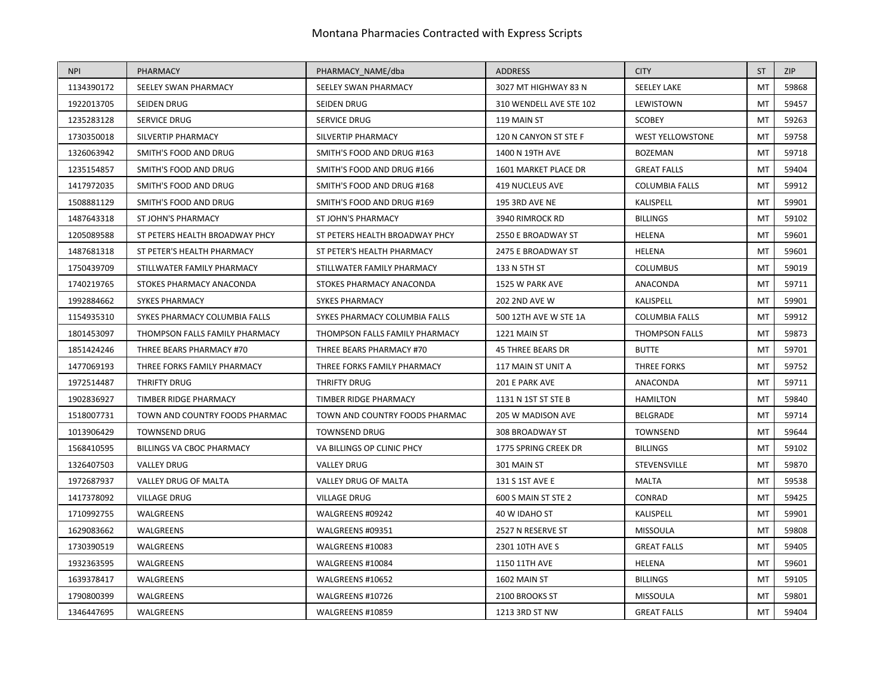# Montana Pharmacies Contracted with Express Scripts

| NPI | PHARMACY | PHARMACY_NAME/dba | ADDRESS | CITY | ST | ZIP |
|---|---|---|---|---|---|---|
| 1134390172 | SEELEY SWAN PHARMACY | SEELEY SWAN PHARMACY | 3027 MT HIGHWAY 83 N | SEELEY LAKE | MT | 59868 |
| 1922013705 | SEIDEN DRUG | SEIDEN DRUG | 310 WENDELL AVE STE 102 | LEWISTOWN | MT | 59457 |
| 1235283128 | SERVICE DRUG | SERVICE DRUG | 119 MAIN ST | SCOBEY | MT | 59263 |
| 1730350018 | SILVERTIP PHARMACY | SILVERTIP PHARMACY | 120 N CANYON ST STE F | WEST YELLOWSTONE | MT | 59758 |
| 1326063942 | SMITH'S FOOD AND DRUG | SMITH'S FOOD AND DRUG #163 | 1400 N 19TH AVE | BOZEMAN | MT | 59718 |
| 1235154857 | SMITH'S FOOD AND DRUG | SMITH'S FOOD AND DRUG #166 | 1601 MARKET PLACE DR | GREAT FALLS | MT | 59404 |
| 1417972035 | SMITH'S FOOD AND DRUG | SMITH'S FOOD AND DRUG #168 | 419 NUCLEUS AVE | COLUMBIA FALLS | MT | 59912 |
| 1508881129 | SMITH'S FOOD AND DRUG | SMITH'S FOOD AND DRUG #169 | 195 3RD AVE NE | KALISPELL | MT | 59901 |
| 1487643318 | ST JOHN'S PHARMACY | ST JOHN'S PHARMACY | 3940 RIMROCK RD | BILLINGS | MT | 59102 |
| 1205089588 | ST PETERS HEALTH BROADWAY PHCY | ST PETERS HEALTH BROADWAY PHCY | 2550 E BROADWAY ST | HELENA | MT | 59601 |
| 1487681318 | ST PETER'S HEALTH PHARMACY | ST PETER'S HEALTH PHARMACY | 2475 E BROADWAY ST | HELENA | MT | 59601 |
| 1750439709 | STILLWATER FAMILY PHARMACY | STILLWATER FAMILY PHARMACY | 133 N 5TH ST | COLUMBUS | MT | 59019 |
| 1740219765 | STOKES PHARMACY ANACONDA | STOKES PHARMACY ANACONDA | 1525 W PARK AVE | ANACONDA | MT | 59711 |
| 1992884662 | SYKES PHARMACY | SYKES PHARMACY | 202 2ND AVE W | KALISPELL | MT | 59901 |
| 1154935310 | SYKES PHARMACY COLUMBIA FALLS | SYKES PHARMACY COLUMBIA FALLS | 500 12TH AVE W STE 1A | COLUMBIA FALLS | MT | 59912 |
| 1801453097 | THOMPSON FALLS FAMILY PHARMACY | THOMPSON FALLS FAMILY PHARMACY | 1221 MAIN ST | THOMPSON FALLS | MT | 59873 |
| 1851424246 | THREE BEARS PHARMACY #70 | THREE BEARS PHARMACY #70 | 45 THREE BEARS DR | BUTTE | MT | 59701 |
| 1477069193 | THREE FORKS FAMILY PHARMACY | THREE FORKS FAMILY PHARMACY | 117 MAIN ST UNIT A | THREE FORKS | MT | 59752 |
| 1972514487 | THRIFTY DRUG | THRIFTY DRUG | 201 E PARK AVE | ANACONDA | MT | 59711 |
| 1902836927 | TIMBER RIDGE PHARMACY | TIMBER RIDGE PHARMACY | 1131 N 1ST ST STE B | HAMILTON | MT | 59840 |
| 1518007731 | TOWN AND COUNTRY FOODS PHARMAC | TOWN AND COUNTRY FOODS PHARMAC | 205 W MADISON AVE | BELGRADE | MT | 59714 |
| 1013906429 | TOWNSEND DRUG | TOWNSEND DRUG | 308 BROADWAY ST | TOWNSEND | MT | 59644 |
| 1568410595 | BILLINGS VA CBOC PHARMACY | VA BILLINGS OP CLINIC PHCY | 1775 SPRING CREEK DR | BILLINGS | MT | 59102 |
| 1326407503 | VALLEY DRUG | VALLEY DRUG | 301 MAIN ST | STEVENSVILLE | MT | 59870 |
| 1972687937 | VALLEY DRUG OF MALTA | VALLEY DRUG OF MALTA | 131 S 1ST AVE E | MALTA | MT | 59538 |
| 1417378092 | VILLAGE DRUG | VILLAGE DRUG | 600 S MAIN ST STE 2 | CONRAD | MT | 59425 |
| 1710992755 | WALGREENS | WALGREENS #09242 | 40 W IDAHO ST | KALISPELL | MT | 59901 |
| 1629083662 | WALGREENS | WALGREENS #09351 | 2527 N RESERVE ST | MISSOULA | MT | 59808 |
| 1730390519 | WALGREENS | WALGREENS #10083 | 2301 10TH AVE S | GREAT FALLS | MT | 59405 |
| 1932363595 | WALGREENS | WALGREENS #10084 | 1150 11TH AVE | HELENA | MT | 59601 |
| 1639378417 | WALGREENS | WALGREENS #10652 | 1602 MAIN ST | BILLINGS | MT | 59105 |
| 1790800399 | WALGREENS | WALGREENS #10726 | 2100 BROOKS ST | MISSOULA | MT | 59801 |
| 1346447695 | WALGREENS | WALGREENS #10859 | 1213 3RD ST NW | GREAT FALLS | MT | 59404 |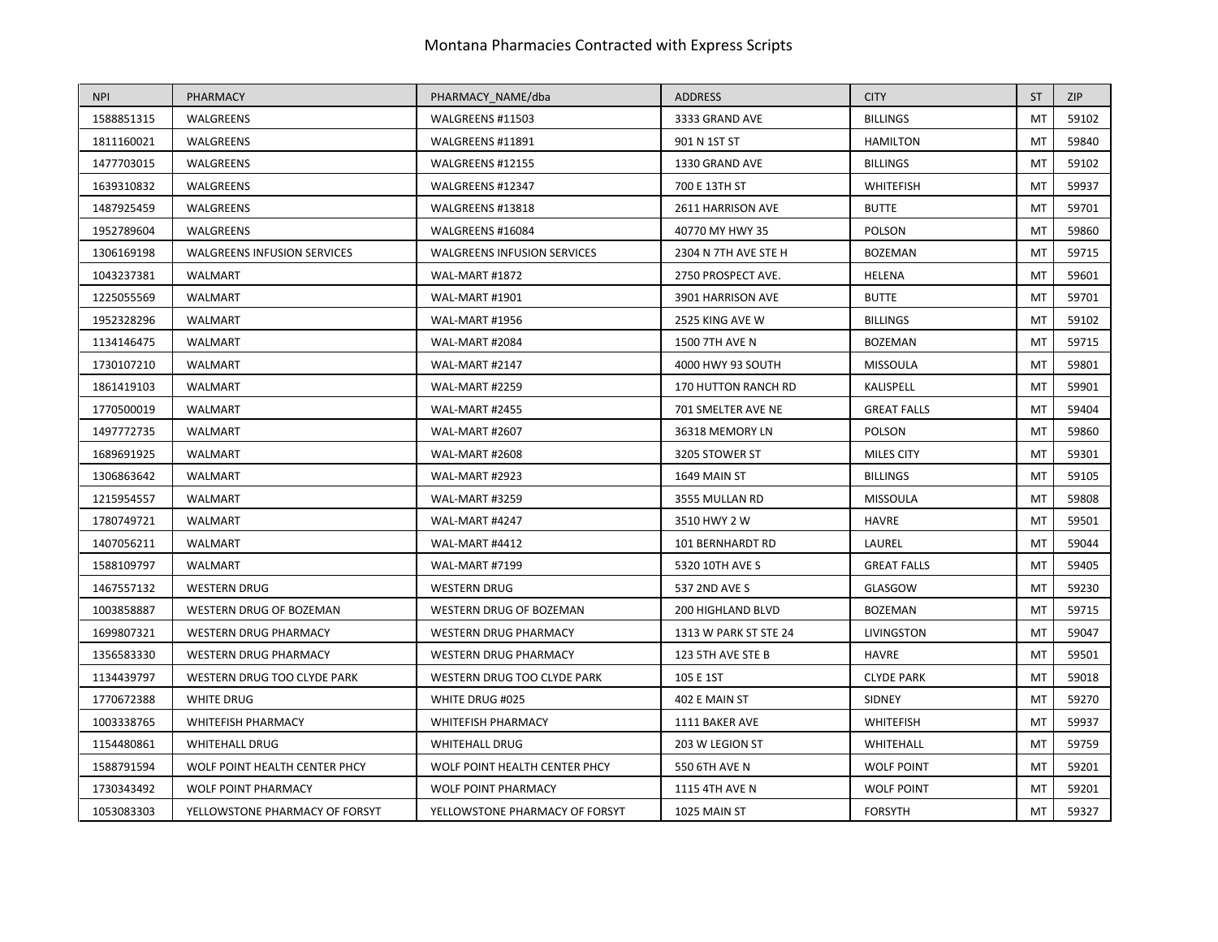# Montana Pharmacies Contracted with Express Scripts

| NPI | PHARMACY | PHARMACY_NAME/dba | ADDRESS | CITY | ST | ZIP |
|---|---|---|---|---|---|---|
| 1588851315 | WALGREENS | WALGREENS #11503 | 3333 GRAND AVE | BILLINGS | MT | 59102 |
| 1811160021 | WALGREENS | WALGREENS #11891 | 901 N 1ST ST | HAMILTON | MT | 59840 |
| 1477703015 | WALGREENS | WALGREENS #12155 | 1330 GRAND AVE | BILLINGS | MT | 59102 |
| 1639310832 | WALGREENS | WALGREENS #12347 | 700 E 13TH ST | WHITEFISH | MT | 59937 |
| 1487925459 | WALGREENS | WALGREENS #13818 | 2611 HARRISON AVE | BUTTE | MT | 59701 |
| 1952789604 | WALGREENS | WALGREENS #16084 | 40770 MY HWY 35 | POLSON | MT | 59860 |
| 1306169198 | WALGREENS INFUSION SERVICES | WALGREENS INFUSION SERVICES | 2304 N 7TH AVE STE H | BOZEMAN | MT | 59715 |
| 1043237381 | WALMART | WAL-MART #1872 | 2750 PROSPECT AVE. | HELENA | MT | 59601 |
| 1225055569 | WALMART | WAL-MART #1901 | 3901 HARRISON AVE | BUTTE | MT | 59701 |
| 1952328296 | WALMART | WAL-MART #1956 | 2525 KING AVE W | BILLINGS | MT | 59102 |
| 1134146475 | WALMART | WAL-MART #2084 | 1500 7TH AVE N | BOZEMAN | MT | 59715 |
| 1730107210 | WALMART | WAL-MART #2147 | 4000 HWY 93 SOUTH | MISSOULA | MT | 59801 |
| 1861419103 | WALMART | WAL-MART #2259 | 170 HUTTON RANCH RD | KALISPELL | MT | 59901 |
| 1770500019 | WALMART | WAL-MART #2455 | 701 SMELTER AVE NE | GREAT FALLS | MT | 59404 |
| 1497772735 | WALMART | WAL-MART #2607 | 36318 MEMORY LN | POLSON | MT | 59860 |
| 1689691925 | WALMART | WAL-MART #2608 | 3205 STOWER ST | MILES CITY | MT | 59301 |
| 1306863642 | WALMART | WAL-MART #2923 | 1649 MAIN ST | BILLINGS | MT | 59105 |
| 1215954557 | WALMART | WAL-MART #3259 | 3555 MULLAN RD | MISSOULA | MT | 59808 |
| 1780749721 | WALMART | WAL-MART #4247 | 3510 HWY 2 W | HAVRE | MT | 59501 |
| 1407056211 | WALMART | WAL-MART #4412 | 101 BERNHARDT RD | LAUREL | MT | 59044 |
| 1588109797 | WALMART | WAL-MART #7199 | 5320 10TH AVE S | GREAT FALLS | MT | 59405 |
| 1467557132 | WESTERN DRUG | WESTERN DRUG | 537 2ND AVE S | GLASGOW | MT | 59230 |
| 1003858887 | WESTERN DRUG OF BOZEMAN | WESTERN DRUG OF BOZEMAN | 200 HIGHLAND BLVD | BOZEMAN | MT | 59715 |
| 1699807321 | WESTERN DRUG PHARMACY | WESTERN DRUG PHARMACY | 1313 W PARK ST STE 24 | LIVINGSTON | MT | 59047 |
| 1356583330 | WESTERN DRUG PHARMACY | WESTERN DRUG PHARMACY | 123 5TH AVE STE B | HAVRE | MT | 59501 |
| 1134439797 | WESTERN DRUG TOO CLYDE PARK | WESTERN DRUG TOO CLYDE PARK | 105 E 1ST | CLYDE PARK | MT | 59018 |
| 1770672388 | WHITE DRUG | WHITE DRUG #025 | 402 E MAIN ST | SIDNEY | MT | 59270 |
| 1003338765 | WHITEFISH PHARMACY | WHITEFISH PHARMACY | 1111 BAKER AVE | WHITEFISH | MT | 59937 |
| 1154480861 | WHITEHALL DRUG | WHITEHALL DRUG | 203 W LEGION ST | WHITEHALL | MT | 59759 |
| 1588791594 | WOLF POINT HEALTH CENTER PHCY | WOLF POINT HEALTH CENTER PHCY | 550 6TH AVE N | WOLF POINT | MT | 59201 |
| 1730343492 | WOLF POINT PHARMACY | WOLF POINT PHARMACY | 1115 4TH AVE N | WOLF POINT | MT | 59201 |
| 1053083303 | YELLOWSTONE PHARMACY OF FORSYT | YELLOWSTONE PHARMACY OF FORSYT | 1025 MAIN ST | FORSYTH | MT | 59327 |